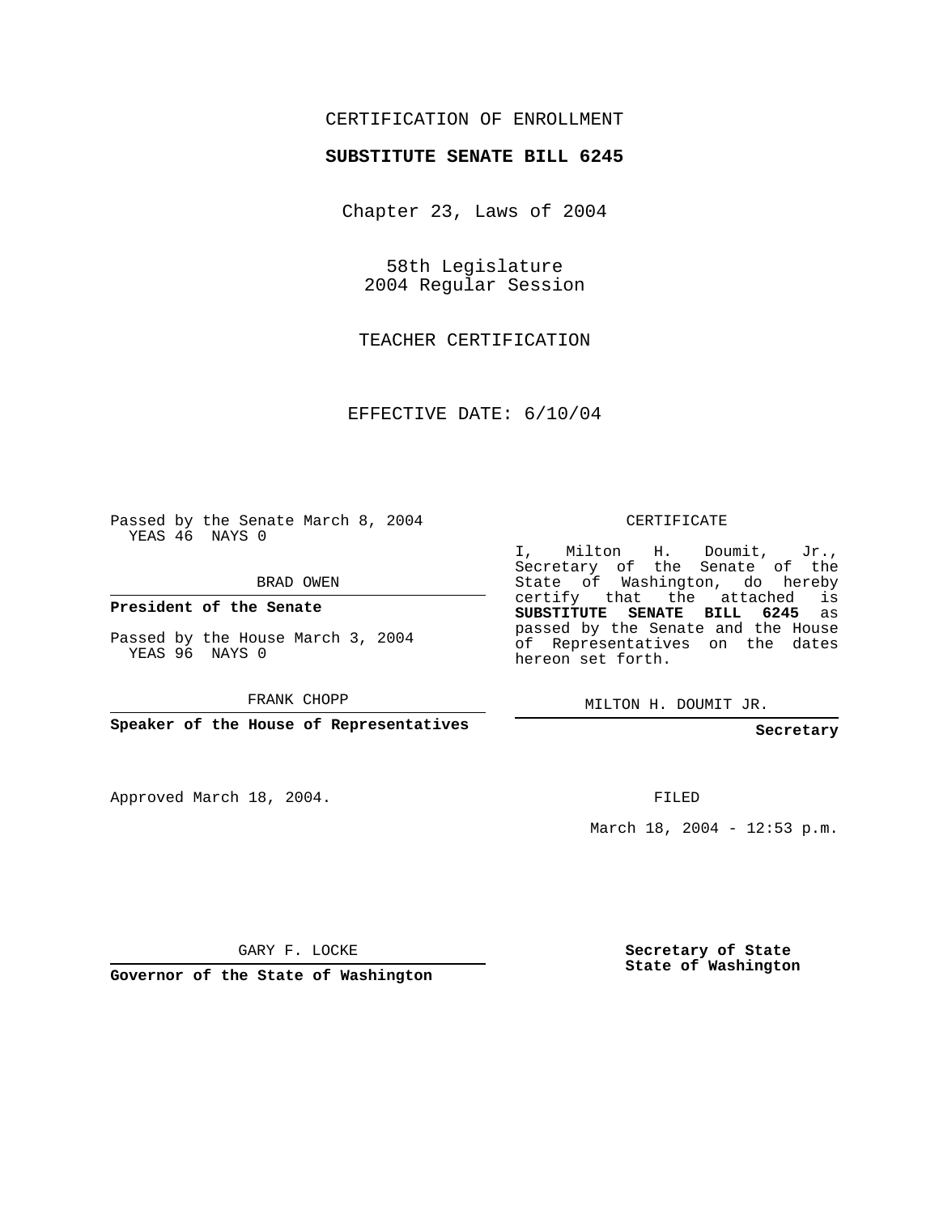CERTIFICATION OF ENROLLMENT

**SUBSTITUTE SENATE BILL 6245**

Chapter 23, Laws of 2004

58th Legislature
2004 Regular Session

TEACHER CERTIFICATION

EFFECTIVE DATE: 6/10/04

Passed by the Senate March 8, 2004
YEAS 46 NAYS 0

BRAD OWEN

**President of the Senate**

Passed by the House March 3, 2004
YEAS 96 NAYS 0

FRANK CHOPP

**Speaker of the House of Representatives**

CERTIFICATE

I, Milton H. Doumit, Jr., Secretary of the Senate of the State of Washington, do hereby certify that the attached is **SUBSTITUTE SENATE BILL 6245** as passed by the Senate and the House of Representatives on the dates hereon set forth.

MILTON H. DOUMIT JR.

**Secretary**

Approved March 18, 2004.

FILED

March 18, 2004 - 12:53 p.m.

GARY F. LOCKE

**Governor of the State of Washington**

**Secretary of State**
**State of Washington**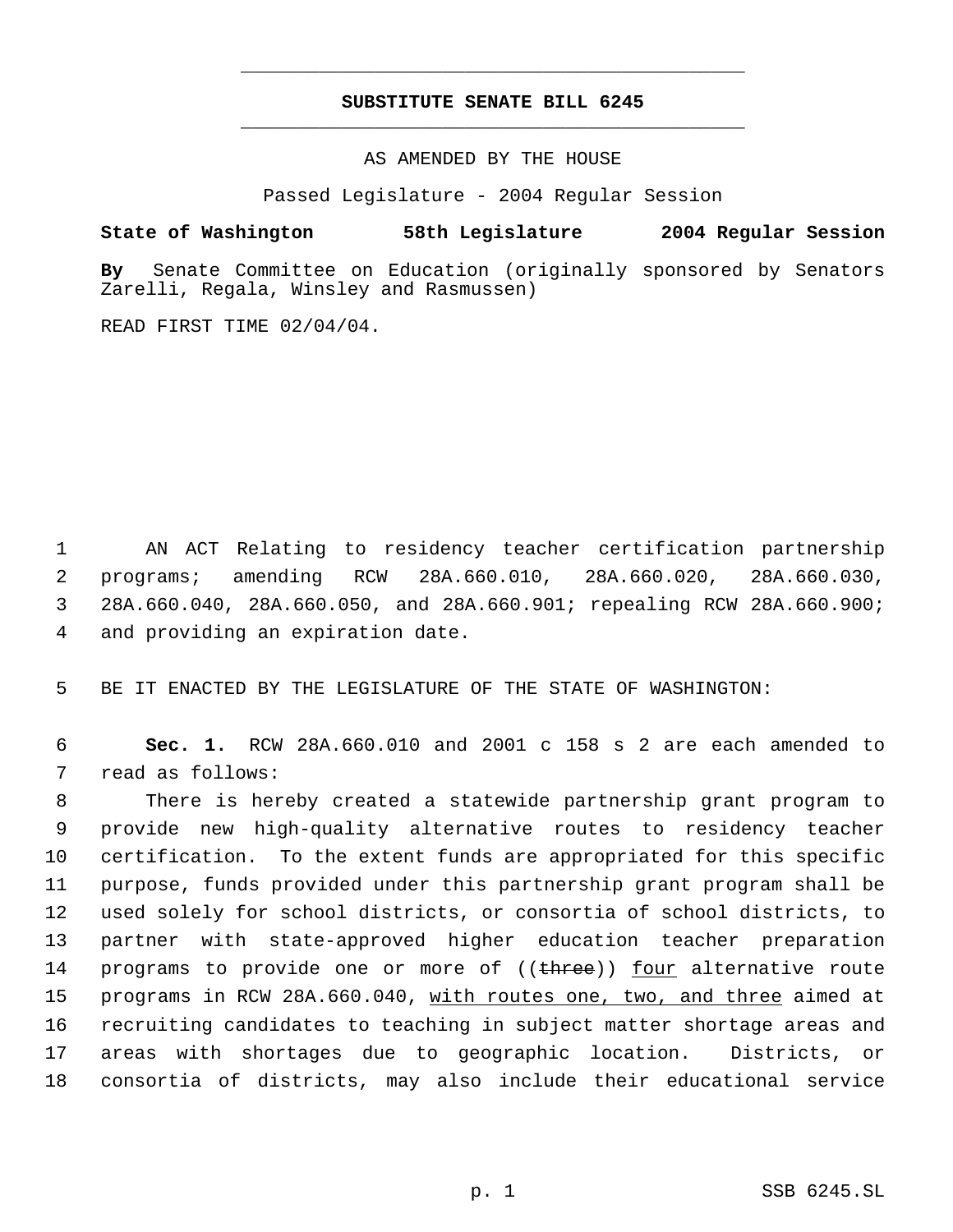# SUBSTITUTE SENATE BILL 6245

AS AMENDED BY THE HOUSE

Passed Legislature - 2004 Regular Session

**State of Washington 58th Legislature 2004 Regular Session**

**By** Senate Committee on Education (originally sponsored by Senators Zarelli, Regala, Winsley and Rasmussen)

READ FIRST TIME 02/04/04.

AN ACT Relating to residency teacher certification partnership programs; amending RCW 28A.660.010, 28A.660.020, 28A.660.030, 28A.660.040, 28A.660.050, and 28A.660.901; repealing RCW 28A.660.900; and providing an expiration date.

BE IT ENACTED BY THE LEGISLATURE OF THE STATE OF WASHINGTON:

**Sec. 1.** RCW 28A.660.010 and 2001 c 158 s 2 are each amended to read as follows:

There is hereby created a statewide partnership grant program to provide new high-quality alternative routes to residency teacher certification. To the extent funds are appropriated for this specific purpose, funds provided under this partnership grant program shall be used solely for school districts, or consortia of school districts, to partner with state-approved higher education teacher preparation programs to provide one or more of ((~~three~~)) <u>four</u> alternative route programs in RCW 28A.660.040, <u>with routes one, two, and three</u> aimed at recruiting candidates to teaching in subject matter shortage areas and areas with shortages due to geographic location. Districts, or consortia of districts, may also include their educational service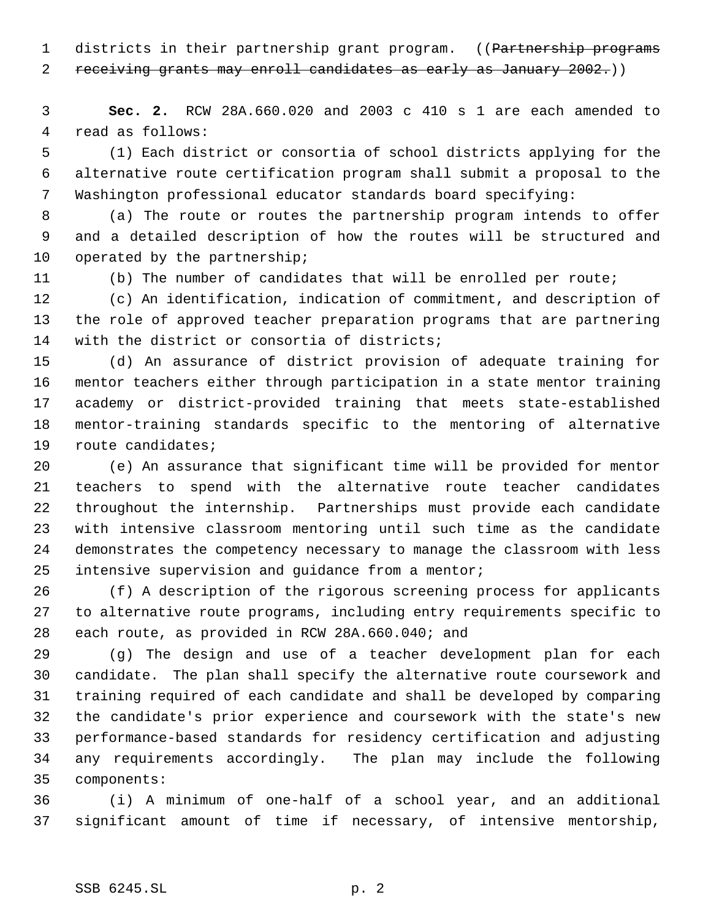districts in their partnership grant program. ((~~Partnership programs receiving grants may enroll candidates as early as January 2002.~~))

**Sec. 2.** RCW 28A.660.020 and 2003 c 410 s 1 are each amended to read as follows:

(1) Each district or consortia of school districts applying for the alternative route certification program shall submit a proposal to the Washington professional educator standards board specifying:

(a) The route or routes the partnership program intends to offer and a detailed description of how the routes will be structured and operated by the partnership;

(b) The number of candidates that will be enrolled per route;

(c) An identification, indication of commitment, and description of the role of approved teacher preparation programs that are partnering with the district or consortia of districts;

(d) An assurance of district provision of adequate training for mentor teachers either through participation in a state mentor training academy or district-provided training that meets state-established mentor-training standards specific to the mentoring of alternative route candidates;

(e) An assurance that significant time will be provided for mentor teachers to spend with the alternative route teacher candidates throughout the internship. Partnerships must provide each candidate with intensive classroom mentoring until such time as the candidate demonstrates the competency necessary to manage the classroom with less intensive supervision and guidance from a mentor;

(f) A description of the rigorous screening process for applicants to alternative route programs, including entry requirements specific to each route, as provided in RCW 28A.660.040; and

(g) The design and use of a teacher development plan for each candidate. The plan shall specify the alternative route coursework and training required of each candidate and shall be developed by comparing the candidate's prior experience and coursework with the state's new performance-based standards for residency certification and adjusting any requirements accordingly. The plan may include the following components:

(i) A minimum of one-half of a school year, and an additional significant amount of time if necessary, of intensive mentorship,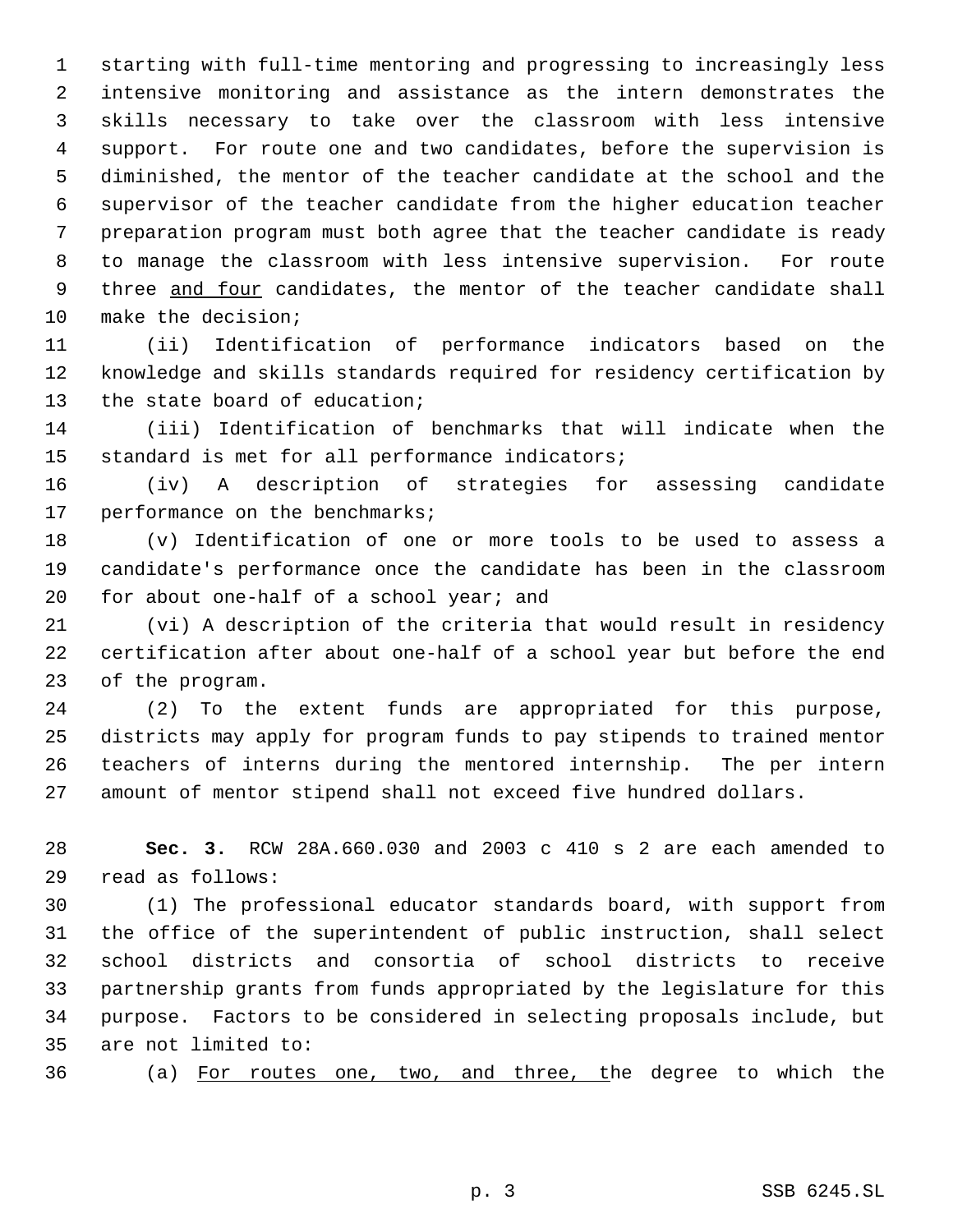starting with full-time mentoring and progressing to increasingly less intensive monitoring and assistance as the intern demonstrates the skills necessary to take over the classroom with less intensive support. For route one and two candidates, before the supervision is diminished, the mentor of the teacher candidate at the school and the supervisor of the teacher candidate from the higher education teacher preparation program must both agree that the teacher candidate is ready to manage the classroom with less intensive supervision. For route three <u>and four</u> candidates, the mentor of the teacher candidate shall make the decision;

(ii) Identification of performance indicators based on the knowledge and skills standards required for residency certification by the state board of education;

(iii) Identification of benchmarks that will indicate when the standard is met for all performance indicators;

(iv) A description of strategies for assessing candidate performance on the benchmarks;

(v) Identification of one or more tools to be used to assess a candidate's performance once the candidate has been in the classroom for about one-half of a school year; and

(vi) A description of the criteria that would result in residency certification after about one-half of a school year but before the end of the program.

(2) To the extent funds are appropriated for this purpose, districts may apply for program funds to pay stipends to trained mentor teachers of interns during the mentored internship. The per intern amount of mentor stipend shall not exceed five hundred dollars.

**Sec. 3.** RCW 28A.660.030 and 2003 c 410 s 2 are each amended to read as follows:

(1) The professional educator standards board, with support from the office of the superintendent of public instruction, shall select school districts and consortia of school districts to receive partnership grants from funds appropriated by the legislature for this purpose. Factors to be considered in selecting proposals include, but are not limited to:

(a) <u>For routes one, two, and three, t</u>he degree to which the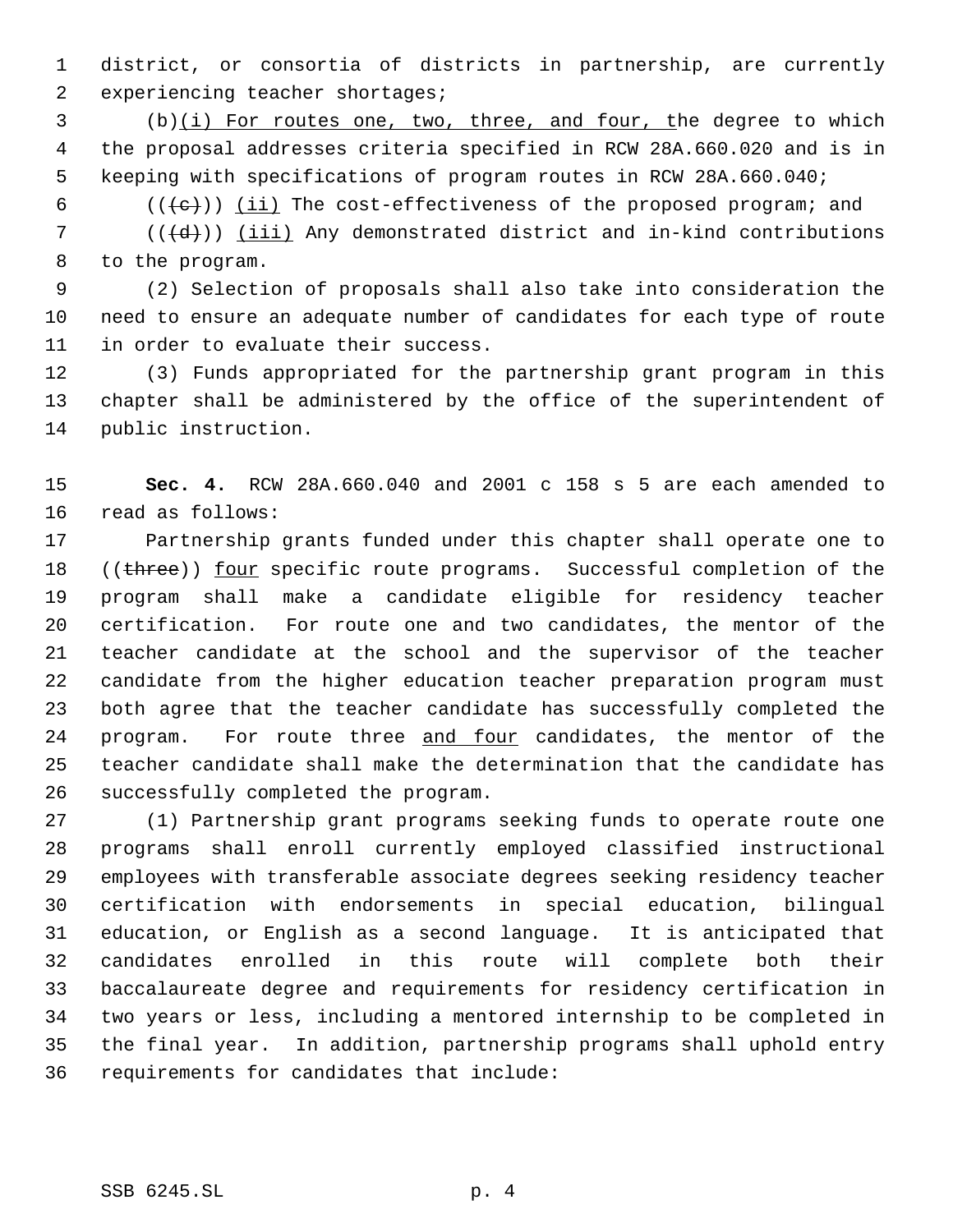district, or consortia of districts in partnership, are currently experiencing teacher shortages;

(b)(i) For routes one, two, three, and four, the degree to which the proposal addresses criteria specified in RCW 28A.660.020 and is in keeping with specifications of program routes in RCW 28A.660.040;

(((c))) (ii) The cost-effectiveness of the proposed program; and

(((d))) (iii) Any demonstrated district and in-kind contributions to the program.

(2) Selection of proposals shall also take into consideration the need to ensure an adequate number of candidates for each type of route in order to evaluate their success.

(3) Funds appropriated for the partnership grant program in this chapter shall be administered by the office of the superintendent of public instruction.

**Sec. 4.** RCW 28A.660.040 and 2001 c 158 s 5 are each amended to read as follows:

Partnership grants funded under this chapter shall operate one to ((three)) four specific route programs. Successful completion of the program shall make a candidate eligible for residency teacher certification. For route one and two candidates, the mentor of the teacher candidate at the school and the supervisor of the teacher candidate from the higher education teacher preparation program must both agree that the teacher candidate has successfully completed the program. For route three and four candidates, the mentor of the teacher candidate shall make the determination that the candidate has successfully completed the program.

(1) Partnership grant programs seeking funds to operate route one programs shall enroll currently employed classified instructional employees with transferable associate degrees seeking residency teacher certification with endorsements in special education, bilingual education, or English as a second language. It is anticipated that candidates enrolled in this route will complete both their baccalaureate degree and requirements for residency certification in two years or less, including a mentored internship to be completed in the final year. In addition, partnership programs shall uphold entry requirements for candidates that include: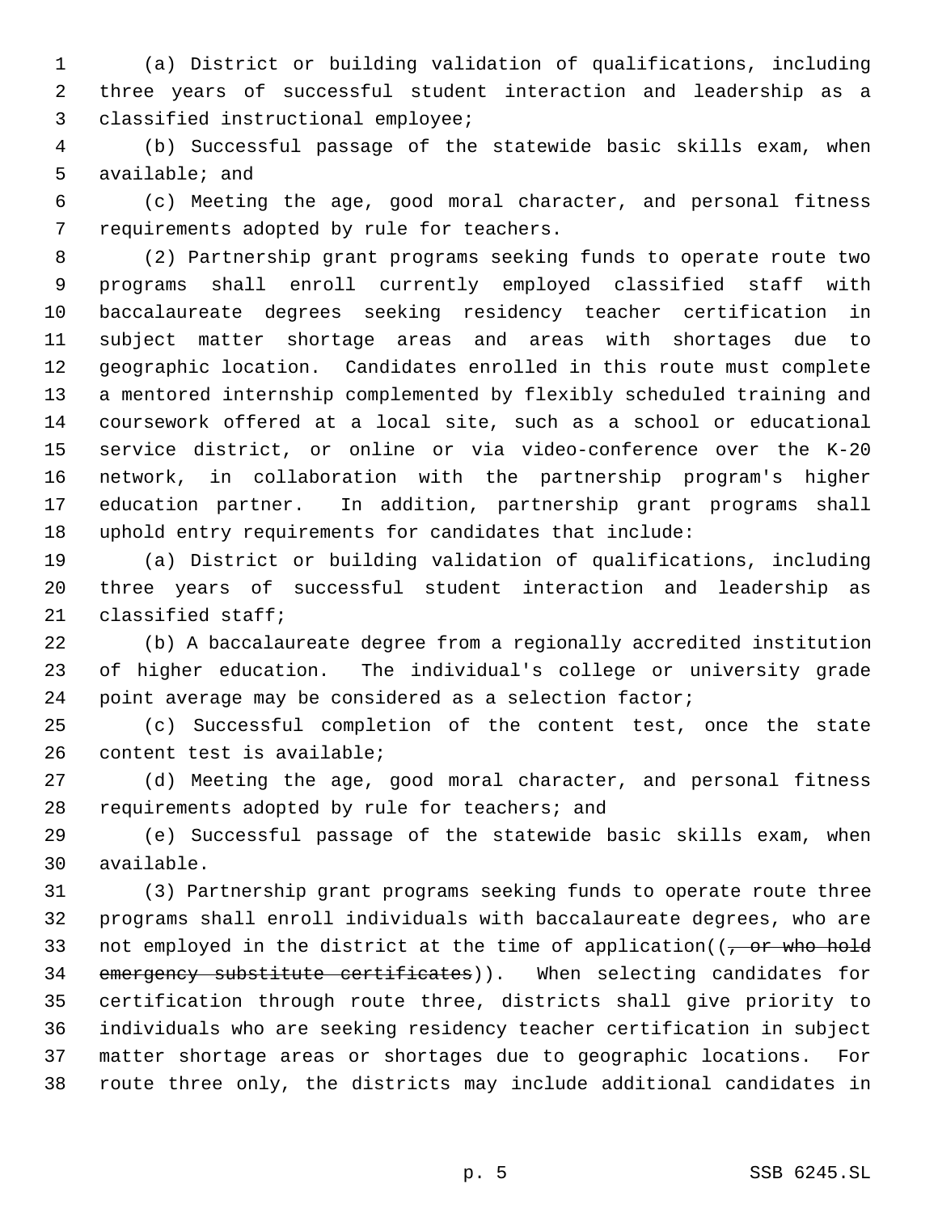(a) District or building validation of qualifications, including three years of successful student interaction and leadership as a classified instructional employee;

(b) Successful passage of the statewide basic skills exam, when available; and

(c) Meeting the age, good moral character, and personal fitness requirements adopted by rule for teachers.

(2) Partnership grant programs seeking funds to operate route two programs shall enroll currently employed classified staff with baccalaureate degrees seeking residency teacher certification in subject matter shortage areas and areas with shortages due to geographic location. Candidates enrolled in this route must complete a mentored internship complemented by flexibly scheduled training and coursework offered at a local site, such as a school or educational service district, or online or via video-conference over the K-20 network, in collaboration with the partnership program's higher education partner. In addition, partnership grant programs shall uphold entry requirements for candidates that include:

(a) District or building validation of qualifications, including three years of successful student interaction and leadership as classified staff;

(b) A baccalaureate degree from a regionally accredited institution of higher education. The individual's college or university grade point average may be considered as a selection factor;

(c) Successful completion of the content test, once the state content test is available;

(d) Meeting the age, good moral character, and personal fitness requirements adopted by rule for teachers; and

(e) Successful passage of the statewide basic skills exam, when available.

(3) Partnership grant programs seeking funds to operate route three programs shall enroll individuals with baccalaureate degrees, who are not employed in the district at the time of application((~~, or who hold emergency substitute certificates~~)). When selecting candidates for certification through route three, districts shall give priority to individuals who are seeking residency teacher certification in subject matter shortage areas or shortages due to geographic locations. For route three only, the districts may include additional candidates in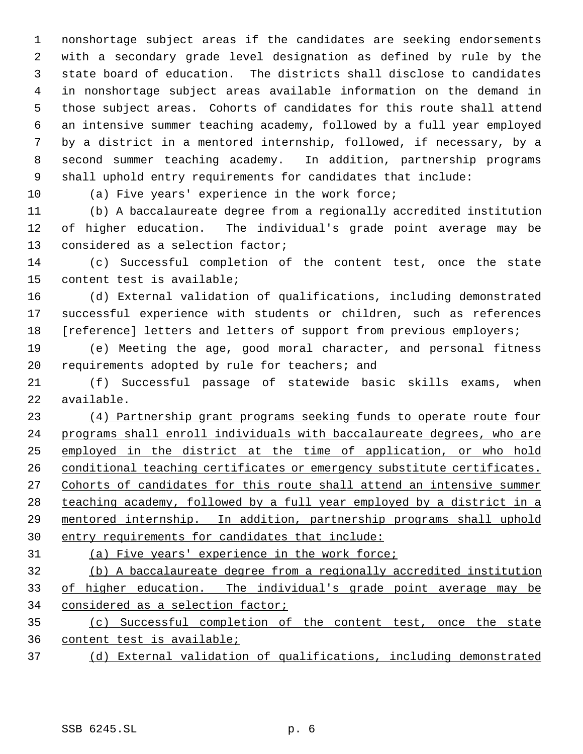nonshortage subject areas if the candidates are seeking endorsements with a secondary grade level designation as defined by rule by the state board of education. The districts shall disclose to candidates in nonshortage subject areas available information on the demand in those subject areas. Cohorts of candidates for this route shall attend an intensive summer teaching academy, followed by a full year employed by a district in a mentored internship, followed, if necessary, by a second summer teaching academy. In addition, partnership programs shall uphold entry requirements for candidates that include:

(a) Five years' experience in the work force;

(b) A baccalaureate degree from a regionally accredited institution of higher education. The individual's grade point average may be considered as a selection factor;

(c) Successful completion of the content test, once the state content test is available;

(d) External validation of qualifications, including demonstrated successful experience with students or children, such as references [reference] letters and letters of support from previous employers;

(e) Meeting the age, good moral character, and personal fitness requirements adopted by rule for teachers; and

(f) Successful passage of statewide basic skills exams, when available.

<u>(4) Partnership grant programs seeking funds to operate route four programs shall enroll individuals with baccalaureate degrees, who are employed in the district at the time of application, or who hold conditional teaching certificates or emergency substitute certificates. Cohorts of candidates for this route shall attend an intensive summer teaching academy, followed by a full year employed by a district in a mentored internship. In addition, partnership programs shall uphold entry requirements for candidates that include:</u>

<u>(a) Five years' experience in the work force;</u>

<u>(b) A baccalaureate degree from a regionally accredited institution of higher education. The individual's grade point average may be considered as a selection factor;</u>

<u>(c) Successful completion of the content test, once the state content test is available;</u>

<u>(d) External validation of qualifications, including demonstrated</u>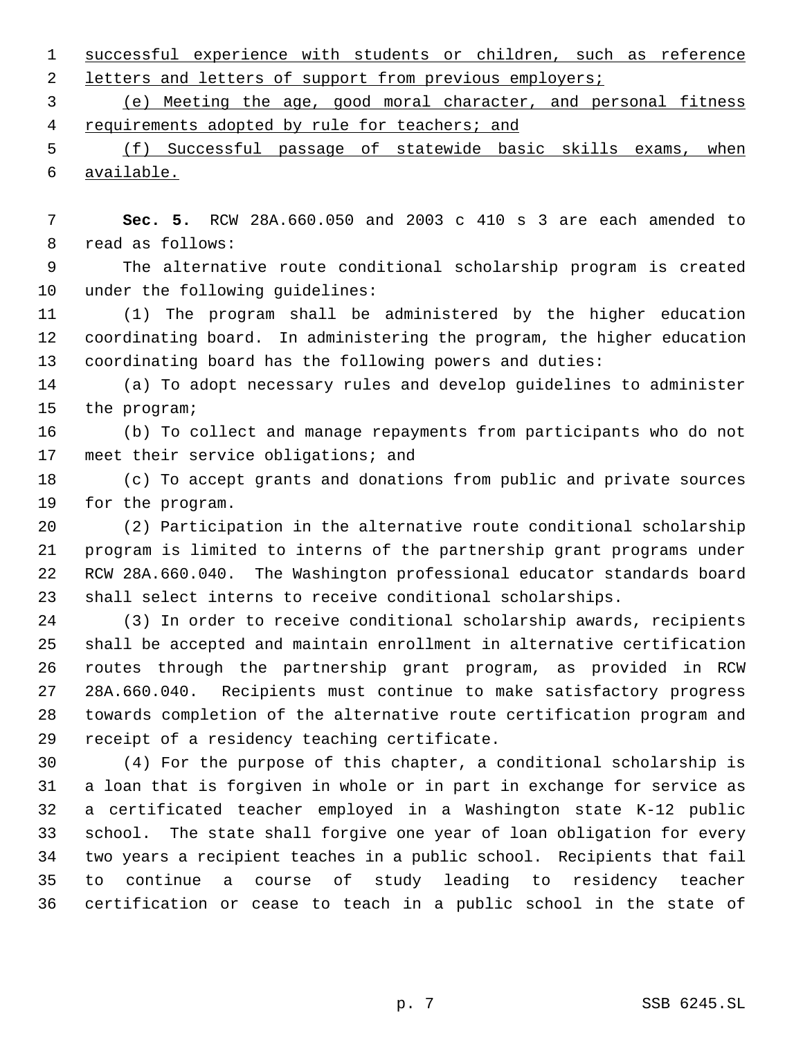successful experience with students or children, such as reference letters and letters of support from previous employers;

(e) Meeting the age, good moral character, and personal fitness requirements adopted by rule for teachers; and

(f) Successful passage of statewide basic skills exams, when available.

**Sec. 5.** RCW 28A.660.050 and 2003 c 410 s 3 are each amended to read as follows:

The alternative route conditional scholarship program is created under the following guidelines:

(1) The program shall be administered by the higher education coordinating board. In administering the program, the higher education coordinating board has the following powers and duties:

(a) To adopt necessary rules and develop guidelines to administer the program;

(b) To collect and manage repayments from participants who do not meet their service obligations; and

(c) To accept grants and donations from public and private sources for the program.

(2) Participation in the alternative route conditional scholarship program is limited to interns of the partnership grant programs under RCW 28A.660.040. The Washington professional educator standards board shall select interns to receive conditional scholarships.

(3) In order to receive conditional scholarship awards, recipients shall be accepted and maintain enrollment in alternative certification routes through the partnership grant program, as provided in RCW 28A.660.040. Recipients must continue to make satisfactory progress towards completion of the alternative route certification program and receipt of a residency teaching certificate.

(4) For the purpose of this chapter, a conditional scholarship is a loan that is forgiven in whole or in part in exchange for service as a certificated teacher employed in a Washington state K-12 public school. The state shall forgive one year of loan obligation for every two years a recipient teaches in a public school. Recipients that fail to continue a course of study leading to residency teacher certification or cease to teach in a public school in the state of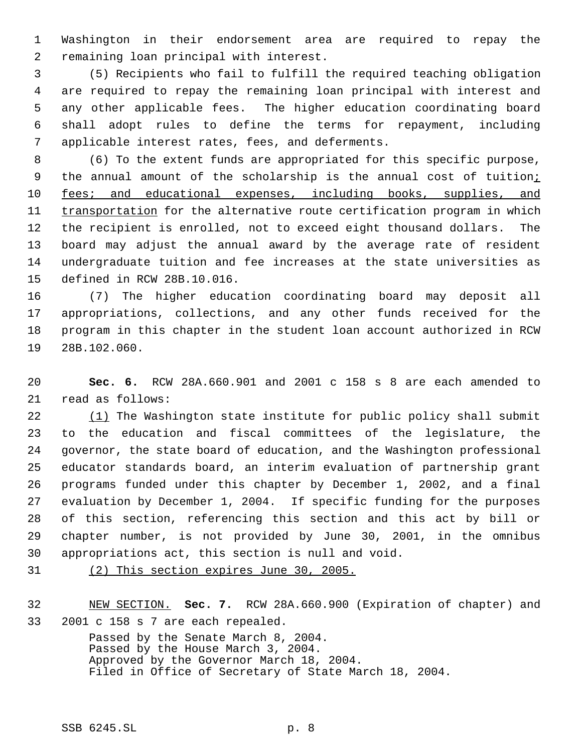Washington in their endorsement area are required to repay the remaining loan principal with interest.

(5) Recipients who fail to fulfill the required teaching obligation are required to repay the remaining loan principal with interest and any other applicable fees. The higher education coordinating board shall adopt rules to define the terms for repayment, including applicable interest rates, fees, and deferments.

(6) To the extent funds are appropriated for this specific purpose, the annual amount of the scholarship is the annual cost of tuition; fees; and educational expenses, including books, supplies, and transportation for the alternative route certification program in which the recipient is enrolled, not to exceed eight thousand dollars. The board may adjust the annual award by the average rate of resident undergraduate tuition and fee increases at the state universities as defined in RCW 28B.10.016.

(7) The higher education coordinating board may deposit all appropriations, collections, and any other funds received for the program in this chapter in the student loan account authorized in RCW 28B.102.060.

**Sec. 6.** RCW 28A.660.901 and 2001 c 158 s 8 are each amended to read as follows:

(1) The Washington state institute for public policy shall submit to the education and fiscal committees of the legislature, the governor, the state board of education, and the Washington professional educator standards board, an interim evaluation of partnership grant programs funded under this chapter by December 1, 2002, and a final evaluation by December 1, 2004. If specific funding for the purposes of this section, referencing this section and this act by bill or chapter number, is not provided by June 30, 2001, in the omnibus appropriations act, this section is null and void.

(2) This section expires June 30, 2005.

NEW SECTION. **Sec. 7.** RCW 28A.660.900 (Expiration of chapter) and 2001 c 158 s 7 are each repealed.

Passed by the Senate March 8, 2004.
Passed by the House March 3, 2004.
Approved by the Governor March 18, 2004.
Filed in Office of Secretary of State March 18, 2004.